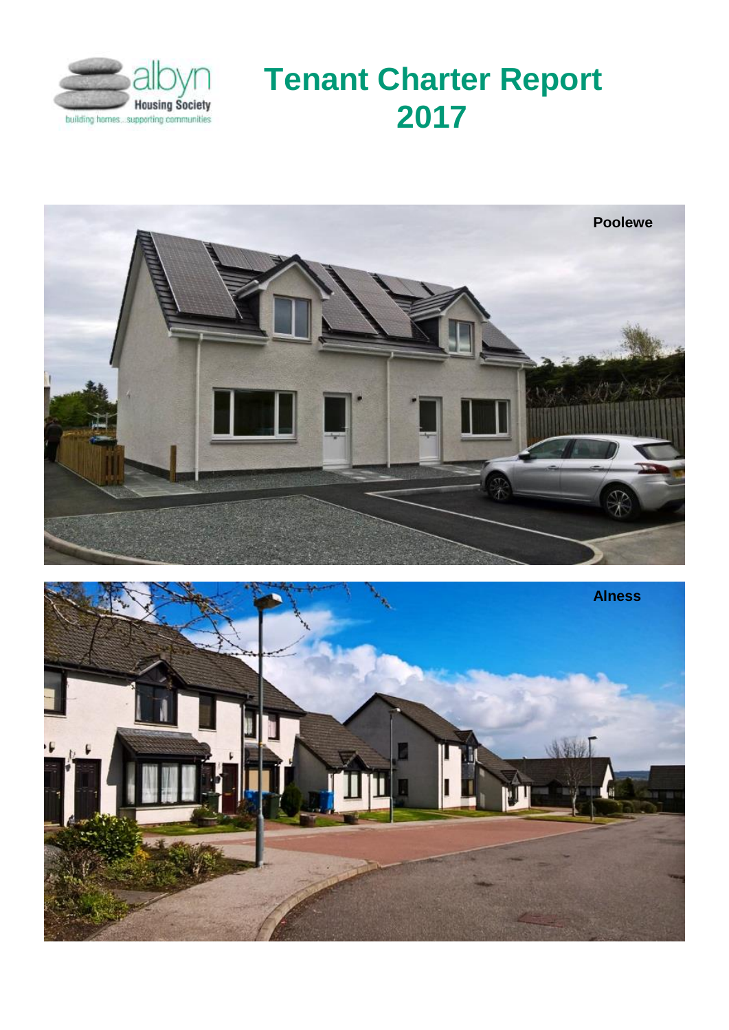albyn Housing Society
building homes...supporting communities

# Tenant Charter Report 2017

Poolewe

Alness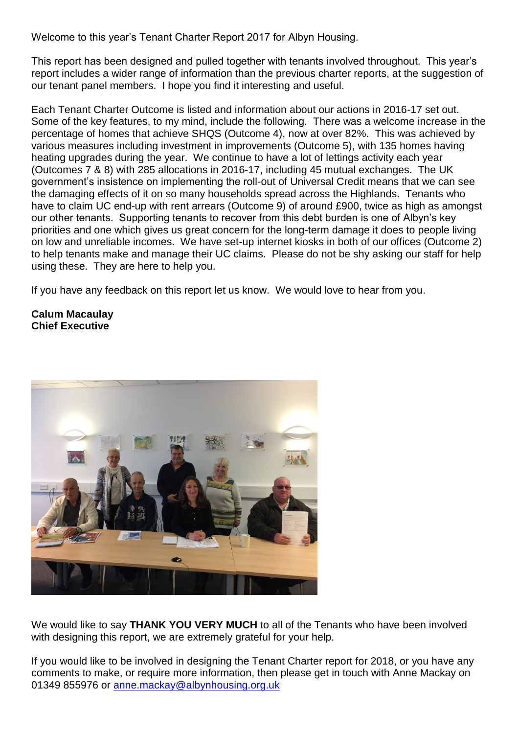Welcome to this year's Tenant Charter Report 2017 for Albyn Housing.

This report has been designed and pulled together with tenants involved throughout. This year's report includes a wider range of information than the previous charter reports, at the suggestion of our tenant panel members. I hope you find it interesting and useful.

Each Tenant Charter Outcome is listed and information about our actions in 2016-17 set out. Some of the key features, to my mind, include the following. There was a welcome increase in the percentage of homes that achieve SHQS (Outcome 4), now at over 82%. This was achieved by various measures including investment in improvements (Outcome 5), with 135 homes having heating upgrades during the year. We continue to have a lot of lettings activity each year (Outcomes 7 & 8) with 285 allocations in 2016-17, including 45 mutual exchanges. The UK government's insistence on implementing the roll-out of Universal Credit means that we can see the damaging effects of it on so many households spread across the Highlands. Tenants who have to claim UC end-up with rent arrears (Outcome 9) of around £900, twice as high as amongst our other tenants. Supporting tenants to recover from this debt burden is one of Albyn's key priorities and one which gives us great concern for the long-term damage it does to people living on low and unreliable incomes. We have set-up internet kiosks in both of our offices (Outcome 2) to help tenants make and manage their UC claims. Please do not be shy asking our staff for help using these. They are here to help you.

If you have any feedback on this report let us know. We would love to hear from you.

**Calum Macaulay**
**Chief Executive**

We would like to say **THANK YOU VERY MUCH** to all of the Tenants who have been involved with designing this report, we are extremely grateful for your help.

If you would like to be involved in designing the Tenant Charter report for 2018, or you have any comments to make, or require more information, then please get in touch with Anne Mackay on 01349 855976 or anne.mackay@albynhousing.org.uk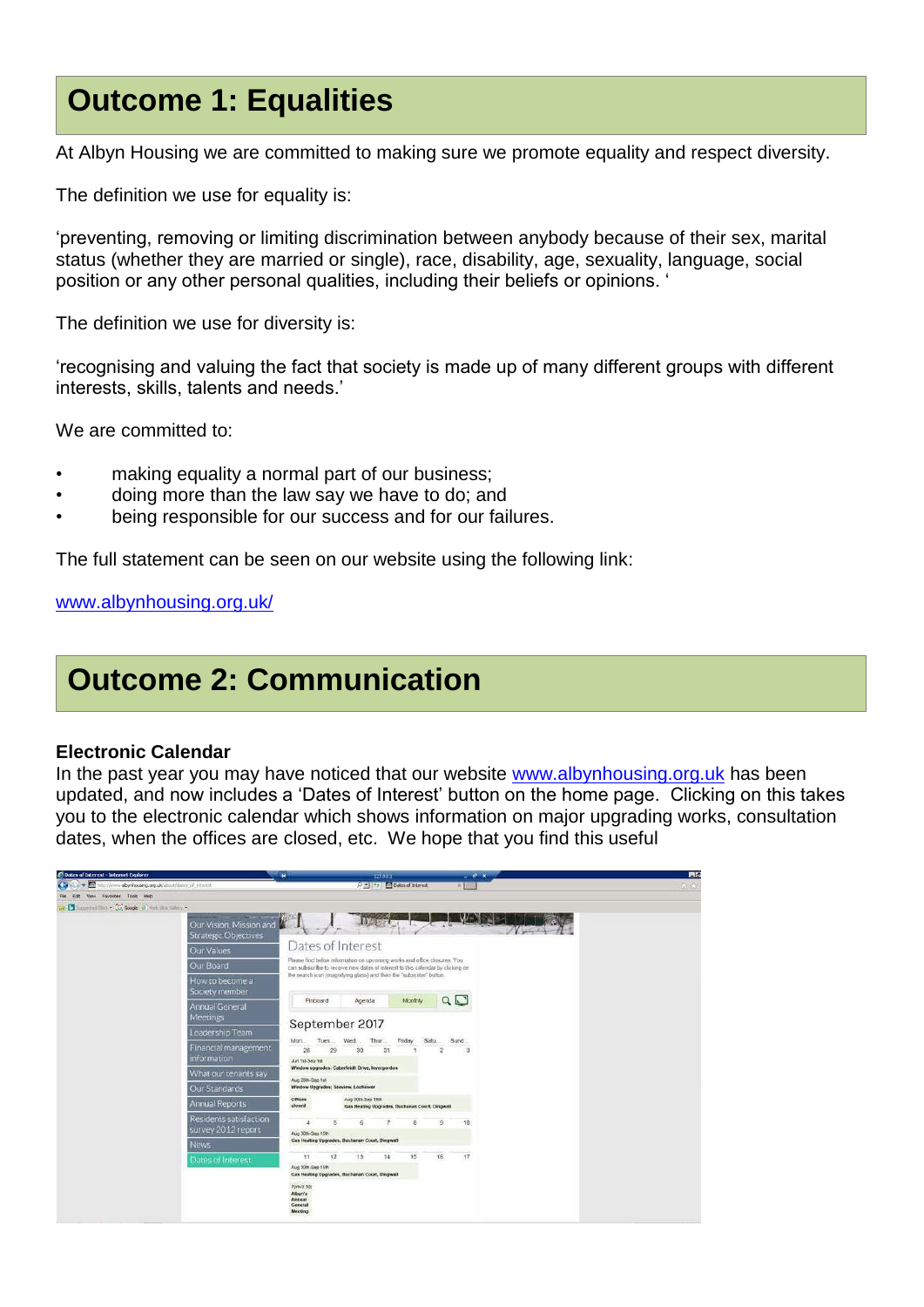# Outcome 1: Equalities

At Albyn Housing we are committed to making sure we promote equality and respect diversity.

The definition we use for equality is:

'preventing, removing or limiting discrimination between anybody because of their sex, marital status (whether they are married or single), race, disability, age, sexuality, language, social position or any other personal qualities, including their beliefs or opinions. '

The definition we use for diversity is:

'recognising and valuing the fact that society is made up of many different groups with different interests, skills, talents and needs.'

We are committed to:

- making equality a normal part of our business;
- doing more than the law say we have to do; and
- being responsible for our success and for our failures.

The full statement can be seen on our website using the following link:

www.albynhousing.org.uk/

# Outcome 2: Communication

**Electronic Calendar**

In the past year you may have noticed that our website www.albynhousing.org.uk has been updated, and now includes a 'Dates of Interest' button on the home page. Clicking on this takes you to the electronic calendar which shows information on major upgrading works, consultation dates, when the offices are closed, etc. We hope that you find this useful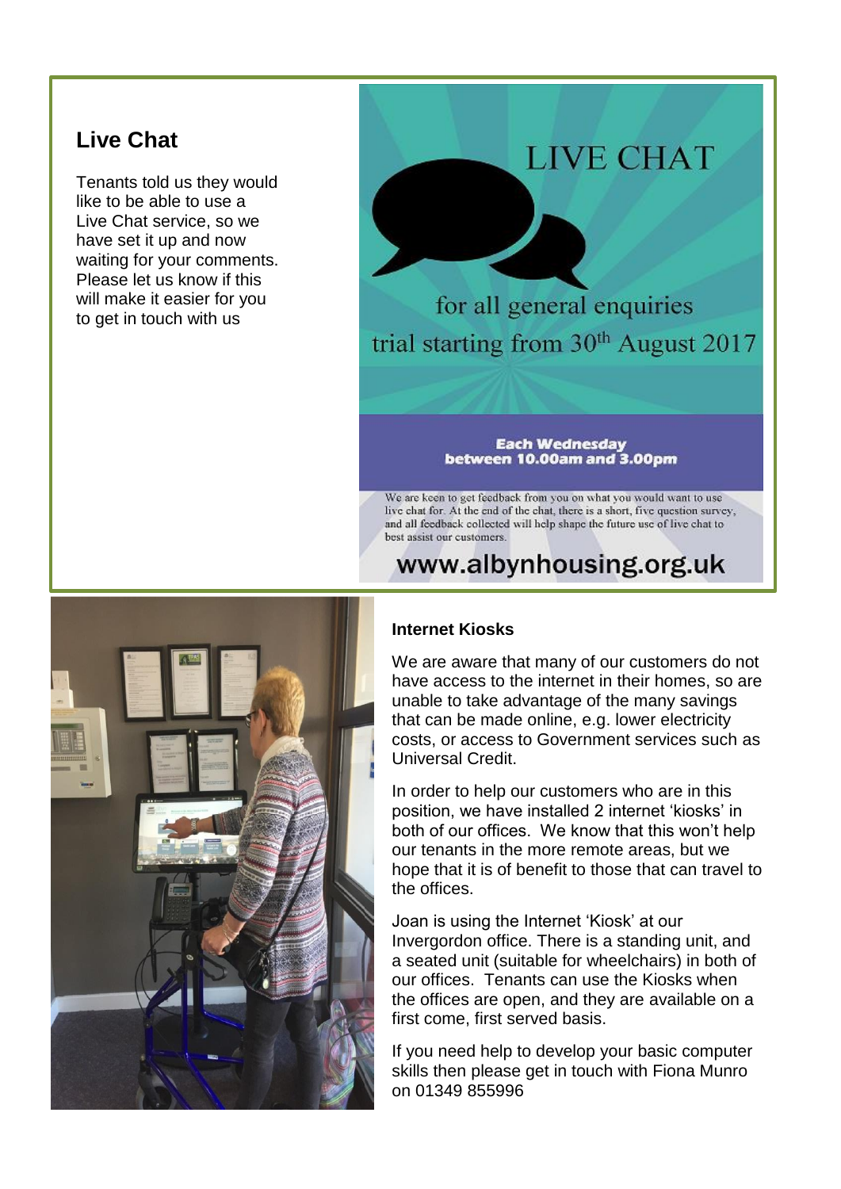## Live Chat

Tenants told us they would like to be able to use a Live Chat service, so we have set it up and now waiting for your comments. Please let us know if this will make it easier for you to get in touch with us

LIVE CHAT

for all general enquiries

trial starting from 30th August 2017

**Each Wednesday between 10.00am and 3.00pm**

We are keen to get feedback from you on what you would want to use live chat for. At the end of the chat, there is a short, five question survey, and all feedback collected will help shape the future use of live chat to best assist our customers.

**www.albynhousing.org.uk**

### Internet Kiosks

We are aware that many of our customers do not have access to the internet in their homes, so are unable to take advantage of the many savings that can be made online, e.g. lower electricity costs, or access to Government services such as Universal Credit.

In order to help our customers who are in this position, we have installed 2 internet 'kiosks' in both of our offices. We know that this won't help our tenants in the more remote areas, but we hope that it is of benefit to those that can travel to the offices.

Joan is using the Internet 'Kiosk' at our Invergordon office. There is a standing unit, and a seated unit (suitable for wheelchairs) in both of our offices. Tenants can use the Kiosks when the offices are open, and they are available on a first come, first served basis.

If you need help to develop your basic computer skills then please get in touch with Fiona Munro on 01349 855996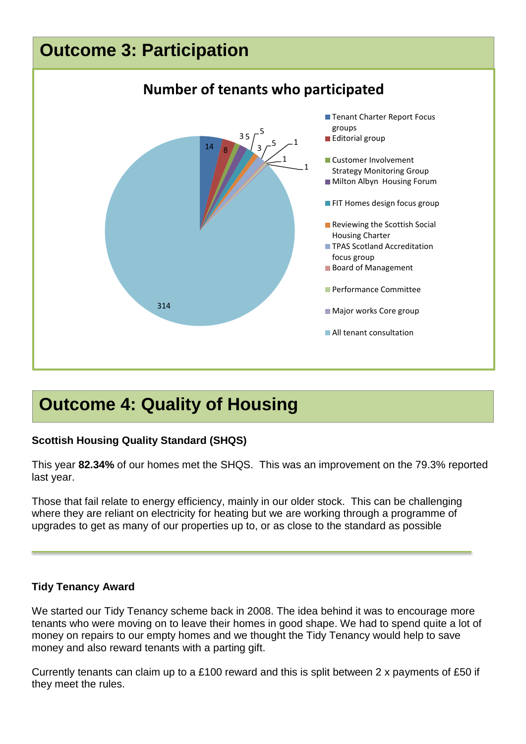## Outcome 3: Participation

**Number of tenants who participated**

| Group | Number of tenants |
|---|---|
| Tenant Charter Report Focus groups | 14 |
| Editorial group | 8 |
| Customer Involvement Strategy Monitoring Group | 3 |
| Milton Albyn Housing Forum | 5 |
| FIT Homes design focus group | 5 |
| Reviewing the Scottish Social Housing Charter | 3 |
| TPAS Scotland Accreditation focus group | 5 |
| Board of Management | 1 |
| Performance Committee | 1 |
| Major works Core group | 1 |
| All tenant consultation | 314 |

## Outcome 4: Quality of Housing

**Scottish Housing Quality Standard (SHQS)**

This year **82.34%** of our homes met the SHQS. This was an improvement on the 79.3% reported last year.

Those that fail relate to energy efficiency, mainly in our older stock. This can be challenging where they are reliant on electricity for heating but we are working through a programme of upgrades to get as many of our properties up to, or as close to the standard as possible

---

**Tidy Tenancy Award**

We started our Tidy Tenancy scheme back in 2008. The idea behind it was to encourage more tenants who were moving on to leave their homes in good shape. We had to spend quite a lot of money on repairs to our empty homes and we thought the Tidy Tenancy would help to save money and also reward tenants with a parting gift.

Currently tenants can claim up to a £100 reward and this is split between 2 x payments of £50 if they meet the rules.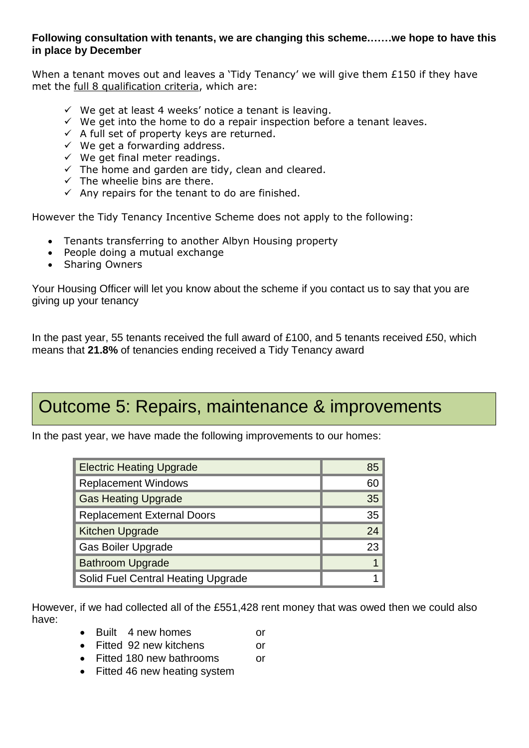**Following consultation with tenants, we are changing this scheme…….we hope to have this in place by December**

When a tenant moves out and leaves a 'Tidy Tenancy' we will give them £150 if they have met the full 8 qualification criteria, which are:

- ✓ We get at least 4 weeks' notice a tenant is leaving.
- ✓ We get into the home to do a repair inspection before a tenant leaves.
- ✓ A full set of property keys are returned.
- ✓ We get a forwarding address.
- ✓ We get final meter readings.
- ✓ The home and garden are tidy, clean and cleared.
- ✓ The wheelie bins are there.
- ✓ Any repairs for the tenant to do are finished.

However the Tidy Tenancy Incentive Scheme does not apply to the following:

- Tenants transferring to another Albyn Housing property
- People doing a mutual exchange
- Sharing Owners

Your Housing Officer will let you know about the scheme if you contact us to say that you are giving up your tenancy

In the past year, 55 tenants received the full award of £100, and 5 tenants received £50, which means that **21.8%** of tenancies ending received a Tidy Tenancy award

# Outcome 5: Repairs, maintenance & improvements

In the past year, we have made the following improvements to our homes:

| | |
|---|---|
| Electric Heating Upgrade | 85 |
| Replacement Windows | 60 |
| Gas Heating Upgrade | 35 |
| Replacement External Doors | 35 |
| Kitchen Upgrade | 24 |
| Gas Boiler Upgrade | 23 |
| Bathroom Upgrade | 1 |
| Solid Fuel Central Heating Upgrade | 1 |

However, if we had collected all of the £551,428 rent money that was owed then we could also have:

- Built 4 new homes or
- Fitted 92 new kitchens or
- Fitted 180 new bathrooms or
- Fitted 46 new heating system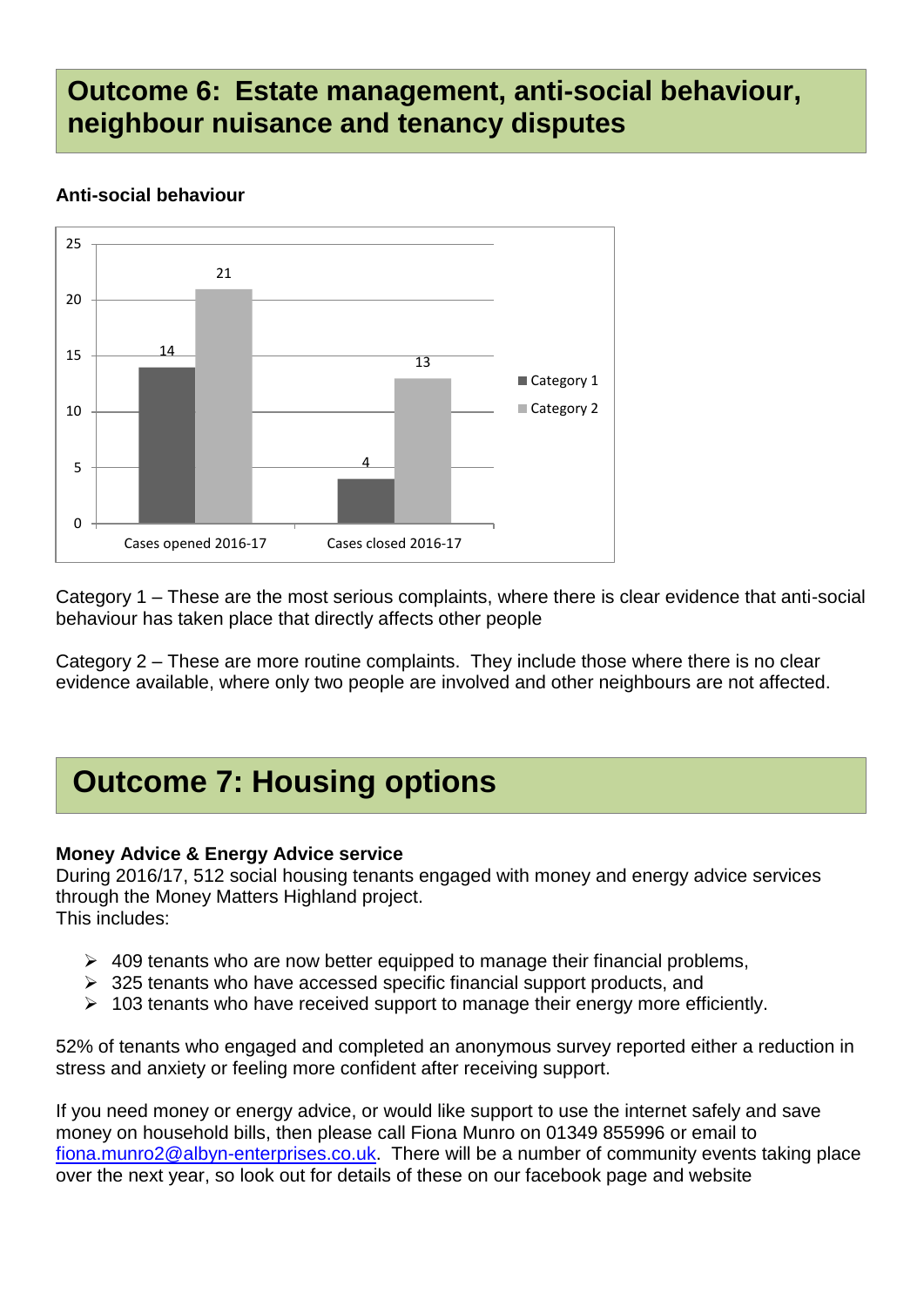## Outcome 6: Estate management, anti-social behaviour, neighbour nuisance and tenancy disputes

**Anti-social behaviour**

| | Category 1 | Category 2 |
|---|---|---|
| Cases opened 2016-17 | 14 | 21 |
| Cases closed 2016-17 | 4 | 13 |

Category 1 – These are the most serious complaints, where there is clear evidence that anti-social behaviour has taken place that directly affects other people

Category 2 – These are more routine complaints. They include those where there is no clear evidence available, where only two people are involved and other neighbours are not affected.

## Outcome 7: Housing options

**Money Advice & Energy Advice service**

During 2016/17, 512 social housing tenants engaged with money and energy advice services through the Money Matters Highland project.
This includes:

- 409 tenants who are now better equipped to manage their financial problems,
- 325 tenants who have accessed specific financial support products, and
- 103 tenants who have received support to manage their energy more efficiently.

52% of tenants who engaged and completed an anonymous survey reported either a reduction in stress and anxiety or feeling more confident after receiving support.

If you need money or energy advice, or would like support to use the internet safely and save money on household bills, then please call Fiona Munro on 01349 855996 or email to fiona.munro2@albyn-enterprises.co.uk. There will be a number of community events taking place over the next year, so look out for details of these on our facebook page and website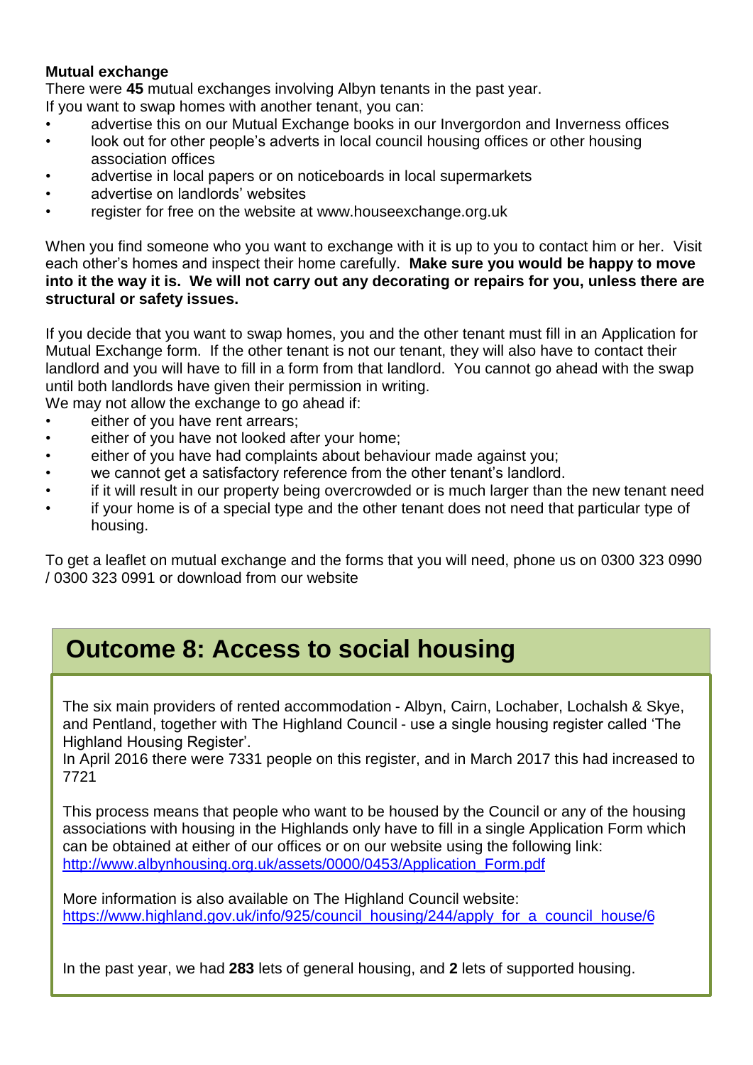**Mutual exchange**

There were **45** mutual exchanges involving Albyn tenants in the past year.
If you want to swap homes with another tenant, you can:

- advertise this on our Mutual Exchange books in our Invergordon and Inverness offices
- look out for other people's adverts in local council housing offices or other housing association offices
- advertise in local papers or on noticeboards in local supermarkets
- advertise on landlords' websites
- register for free on the website at www.houseexchange.org.uk

When you find someone who you want to exchange with it is up to you to contact him or her. Visit each other's homes and inspect their home carefully. **Make sure you would be happy to move into it the way it is. We will not carry out any decorating or repairs for you, unless there are structural or safety issues.**

If you decide that you want to swap homes, you and the other tenant must fill in an Application for Mutual Exchange form. If the other tenant is not our tenant, they will also have to contact their landlord and you will have to fill in a form from that landlord. You cannot go ahead with the swap until both landlords have given their permission in writing.
We may not allow the exchange to go ahead if:

- either of you have rent arrears;
- either of you have not looked after your home;
- either of you have had complaints about behaviour made against you;
- we cannot get a satisfactory reference from the other tenant's landlord.
- if it will result in our property being overcrowded or is much larger than the new tenant need
- if your home is of a special type and the other tenant does not need that particular type of housing.

To get a leaflet on mutual exchange and the forms that you will need, phone us on 0300 323 0990 / 0300 323 0991 or download from our website

## Outcome 8: Access to social housing

The six main providers of rented accommodation - Albyn, Cairn, Lochaber, Lochalsh & Skye, and Pentland, together with The Highland Council - use a single housing register called 'The Highland Housing Register'.
In April 2016 there were 7331 people on this register, and in March 2017 this had increased to 7721

This process means that people who want to be housed by the Council or any of the housing associations with housing in the Highlands only have to fill in a single Application Form which can be obtained at either of our offices or on our website using the following link:
http://www.albynhousing.org.uk/assets/0000/0453/Application_Form.pdf

More information is also available on The Highland Council website:
https://www.highland.gov.uk/info/925/council_housing/244/apply_for_a_council_house/6

In the past year, we had **283** lets of general housing, and **2** lets of supported housing.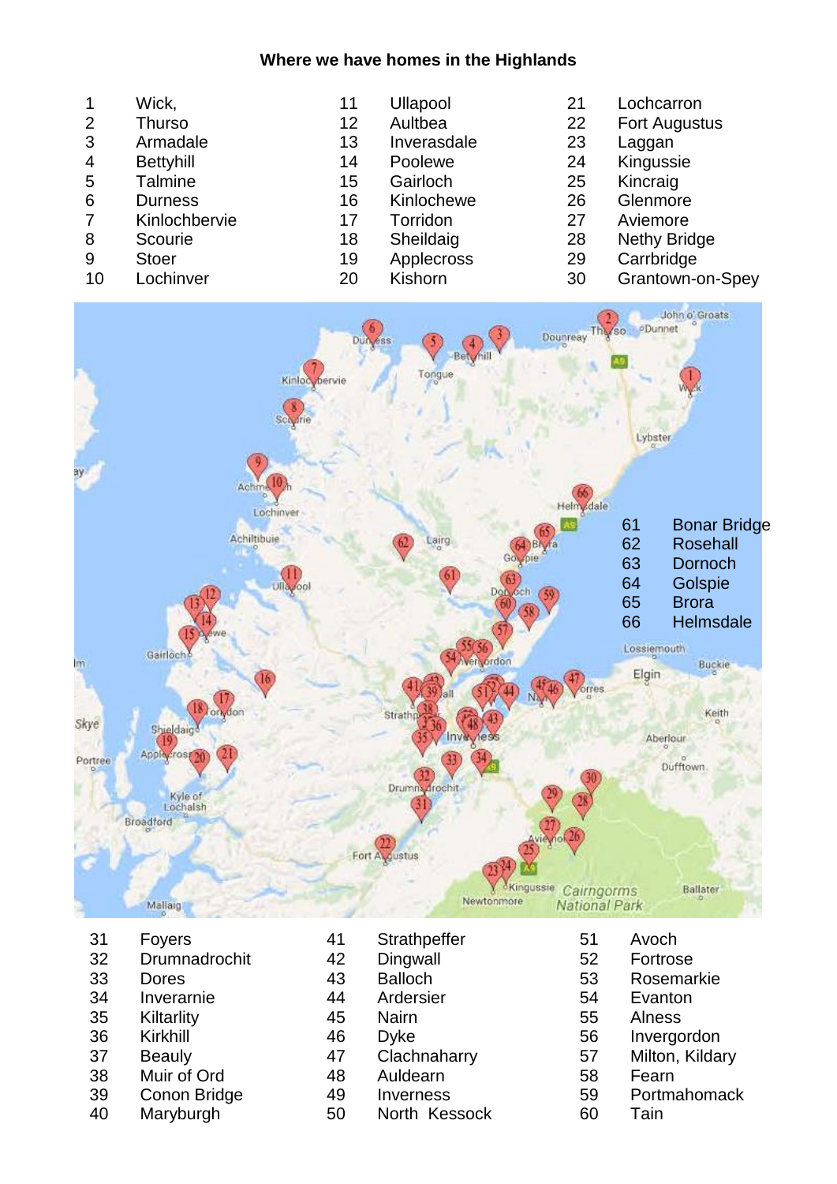**Where we have homes in the Highlands**

| | | | | | | | |
|---|---|---|---|---|---|---|---|
| 1 | Wick, | 11 | Ullapool | 21 | Lochcarron | | |
| 2 | Thurso | 12 | Aultbea | 22 | Fort Augustus | | |
| 3 | Armadale | 13 | Inverasdale | 23 | Laggan | | |
| 4 | Bettyhill | 14 | Poolewe | 24 | Kingussie | | |
| 5 | Talmine | 15 | Gairloch | 25 | Kincraig | | |
| 6 | Durness | 16 | Kinlochewe | 26 | Glenmore | | |
| 7 | Kinlochbervie | 17 | Torridon | 27 | Aviemore | | |
| 8 | Scourie | 18 | Sheildaig | 28 | Nethy Bridge | | |
| 9 | Stoer | 19 | Applecross | 29 | Carrbridge | | |
| 10 | Lochinver | 20 | Kishorn | 30 | Grantown-on-Spey | | |

| | |
|---|---|
| 61 | Bonar Bridge |
| 62 | Rosehall |
| 63 | Dornoch |
| 64 | Golspie |
| 65 | Brora |
| 66 | Helmsdale |

| | | | | | |
|---|---|---|---|---|---|
| 31 | Foyers | 41 | Strathpeffer | 51 | Avoch |
| 32 | Drumnadrochit | 42 | Dingwall | 52 | Fortrose |
| 33 | Dores | 43 | Balloch | 53 | Rosemarkie |
| 34 | Inverarnie | 44 | Ardersier | 54 | Evanton |
| 35 | Kiltarlity | 45 | Nairn | 55 | Alness |
| 36 | Kirkhill | 46 | Dyke | 56 | Invergordon |
| 37 | Beauly | 47 | Clachnaharry | 57 | Milton, Kildary |
| 38 | Muir of Ord | 48 | Auldearn | 58 | Fearn |
| 39 | Conon Bridge | 49 | Inverness | 59 | Portmahomack |
| 40 | Maryburgh | 50 | North Kessock | 60 | Tain |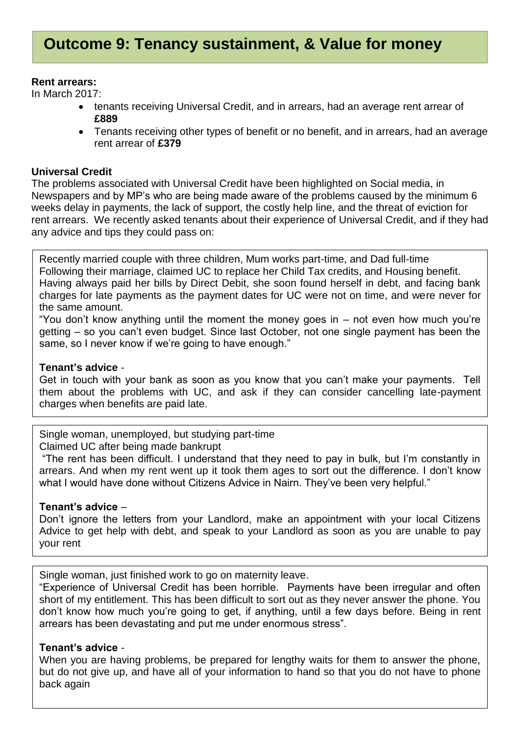# Outcome 9: Tenancy sustainment, & Value for money

**Rent arrears:**

In March 2017:

- tenants receiving Universal Credit, and in arrears, had an average rent arrear of **£889**
- Tenants receiving other types of benefit or no benefit, and in arrears, had an average rent arrear of **£379**

**Universal Credit**

The problems associated with Universal Credit have been highlighted on Social media, in Newspapers and by MP's who are being made aware of the problems caused by the minimum 6 weeks delay in payments, the lack of support, the costly help line, and the threat of eviction for rent arrears. We recently asked tenants about their experience of Universal Credit, and if they had any advice and tips they could pass on:

Recently married couple with three children, Mum works part-time, and Dad full-time

Following their marriage, claimed UC to replace her Child Tax credits, and Housing benefit. Having always paid her bills by Direct Debit, she soon found herself in debt, and facing bank charges for late payments as the payment dates for UC were not on time, and were never for the same amount.

"You don't know anything until the moment the money goes in – not even how much you're getting – so you can't even budget. Since last October, not one single payment has been the same, so I never know if we're going to have enough."

**Tenant's advice** -

Get in touch with your bank as soon as you know that you can't make your payments. Tell them about the problems with UC, and ask if they can consider cancelling late-payment charges when benefits are paid late.

Single woman, unemployed, but studying part-time

Claimed UC after being made bankrupt

"The rent has been difficult. I understand that they need to pay in bulk, but I'm constantly in arrears. And when my rent went up it took them ages to sort out the difference. I don't know what I would have done without Citizens Advice in Nairn. They've been very helpful."

**Tenant's advice** –

Don't ignore the letters from your Landlord, make an appointment with your local Citizens Advice to get help with debt, and speak to your Landlord as soon as you are unable to pay your rent

Single woman, just finished work to go on maternity leave.

"Experience of Universal Credit has been horrible. Payments have been irregular and often short of my entitlement. This has been difficult to sort out as they never answer the phone. You don't know how much you're going to get, if anything, until a few days before. Being in rent arrears has been devastating and put me under enormous stress".

**Tenant's advice** -

When you are having problems, be prepared for lengthy waits for them to answer the phone, but do not give up, and have all of your information to hand so that you do not have to phone back again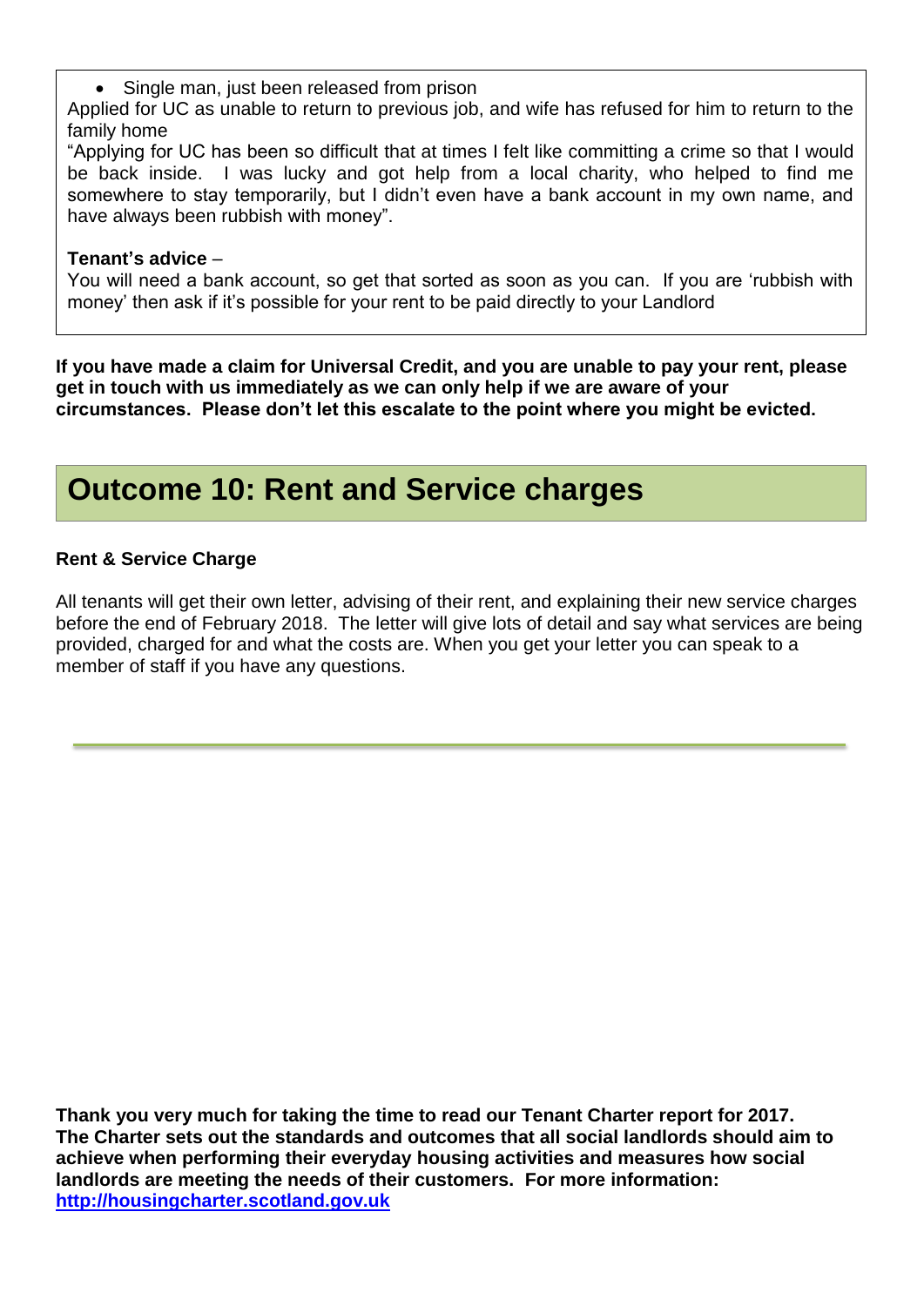- Single man, just been released from prison

Applied for UC as unable to return to previous job, and wife has refused for him to return to the family home

"Applying for UC has been so difficult that at times I felt like committing a crime so that I would be back inside. I was lucky and got help from a local charity, who helped to find me somewhere to stay temporarily, but I didn't even have a bank account in my own name, and have always been rubbish with money".

**Tenant's advice** –

You will need a bank account, so get that sorted as soon as you can. If you are 'rubbish with money' then ask if it's possible for your rent to be paid directly to your Landlord

**If you have made a claim for Universal Credit, and you are unable to pay your rent, please get in touch with us immediately as we can only help if we are aware of your circumstances. Please don't let this escalate to the point where you might be evicted.**

## Outcome 10: Rent and Service charges

**Rent & Service Charge**

All tenants will get their own letter, advising of their rent, and explaining their new service charges before the end of February 2018. The letter will give lots of detail and say what services are being provided, charged for and what the costs are. When you get your letter you can speak to a member of staff if you have any questions.

---

**Thank you very much for taking the time to read our Tenant Charter report for 2017. The Charter sets out the standards and outcomes that all social landlords should aim to achieve when performing their everyday housing activities and measures how social landlords are meeting the needs of their customers. For more information: [http://housingcharter.scotland.gov.uk](http://housingcharter.scotland.gov.uk)**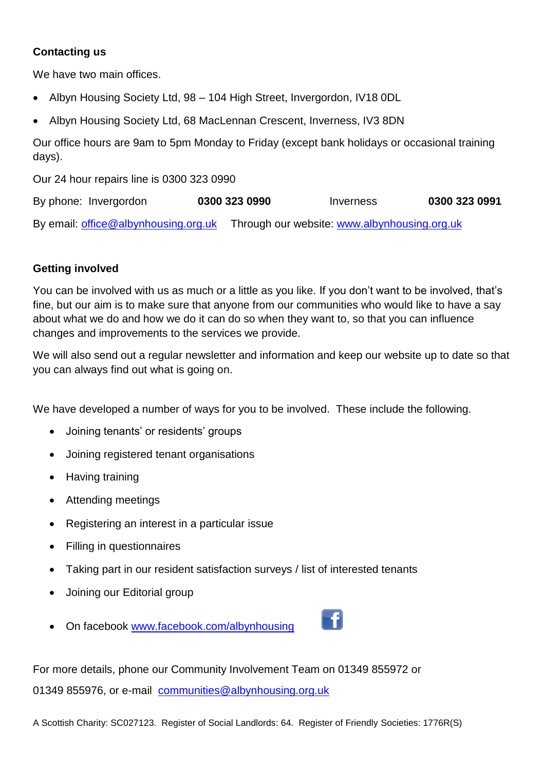**Contacting us**

We have two main offices.

- Albyn Housing Society Ltd, 98 – 104 High Street, Invergordon, IV18 0DL
- Albyn Housing Society Ltd, 68 MacLennan Crescent, Inverness, IV3 8DN

Our office hours are 9am to 5pm Monday to Friday (except bank holidays or occasional training days).

Our 24 hour repairs line is 0300 323 0990

By phone: Invergordon **0300 323 0990** Inverness **0300 323 0991**

By email: office@albynhousing.org.uk Through our website: www.albynhousing.org.uk

**Getting involved**

You can be involved with us as much or a little as you like. If you don't want to be involved, that's fine, but our aim is to make sure that anyone from our communities who would like to have a say about what we do and how we do it can do so when they want to, so that you can influence changes and improvements to the services we provide.

We will also send out a regular newsletter and information and keep our website up to date so that you can always find out what is going on.

We have developed a number of ways for you to be involved. These include the following.

- Joining tenants' or residents' groups
- Joining registered tenant organisations
- Having training
- Attending meetings
- Registering an interest in a particular issue
- Filling in questionnaires
- Taking part in our resident satisfaction surveys / list of interested tenants
- Joining our Editorial group
- On facebook www.facebook.com/albynhousing

For more details, phone our Community Involvement Team on 01349 855972 or 01349 855976, or e-mail communities@albynhousing.org.uk

A Scottish Charity: SC027123. Register of Social Landlords: 64. Register of Friendly Societies: 1776R(S)